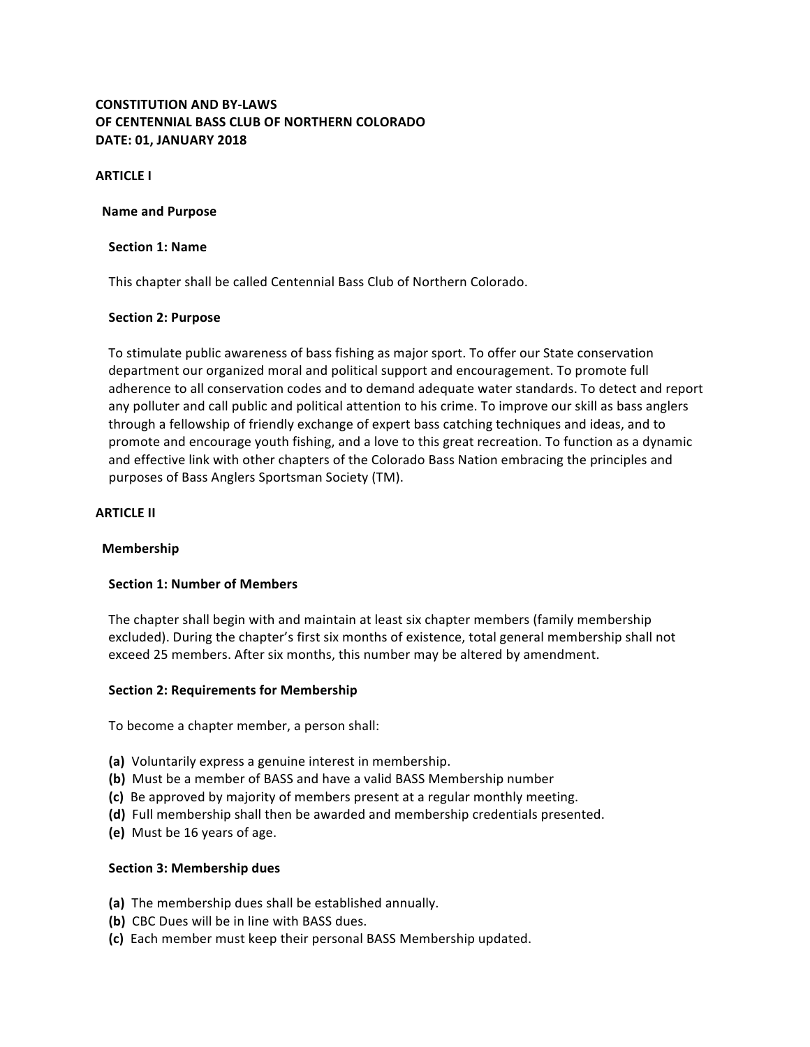**CONSTITUTION AND BY-LAWS**
**OF CENTENNIAL BASS CLUB OF NORTHERN COLORADO**
**DATE: 01, JANUARY 2018**

# ARTICLE I

## Name and Purpose

### Section 1: Name

This chapter shall be called Centennial Bass Club of Northern Colorado.

### Section 2: Purpose

To stimulate public awareness of bass fishing as major sport. To offer our State conservation department our organized moral and political support and encouragement. To promote full adherence to all conservation codes and to demand adequate water standards. To detect and report any polluter and call public and political attention to his crime. To improve our skill as bass anglers through a fellowship of friendly exchange of expert bass catching techniques and ideas, and to promote and encourage youth fishing, and a love to this great recreation. To function as a dynamic and effective link with other chapters of the Colorado Bass Nation embracing the principles and purposes of Bass Anglers Sportsman Society (TM).

# ARTICLE II

## Membership

### Section 1: Number of Members

The chapter shall begin with and maintain at least six chapter members (family membership excluded). During the chapter's first six months of existence, total general membership shall not exceed 25 members. After six months, this number may be altered by amendment.

### Section 2: Requirements for Membership

To become a chapter member, a person shall:

**(a)** Voluntarily express a genuine interest in membership.
**(b)** Must be a member of BASS and have a valid BASS Membership number
**(c)** Be approved by majority of members present at a regular monthly meeting.
**(d)** Full membership shall then be awarded and membership credentials presented.
**(e)** Must be 16 years of age.

### Section 3: Membership dues

**(a)** The membership dues shall be established annually.
**(b)** CBC Dues will be in line with BASS dues.
**(c)** Each member must keep their personal BASS Membership updated.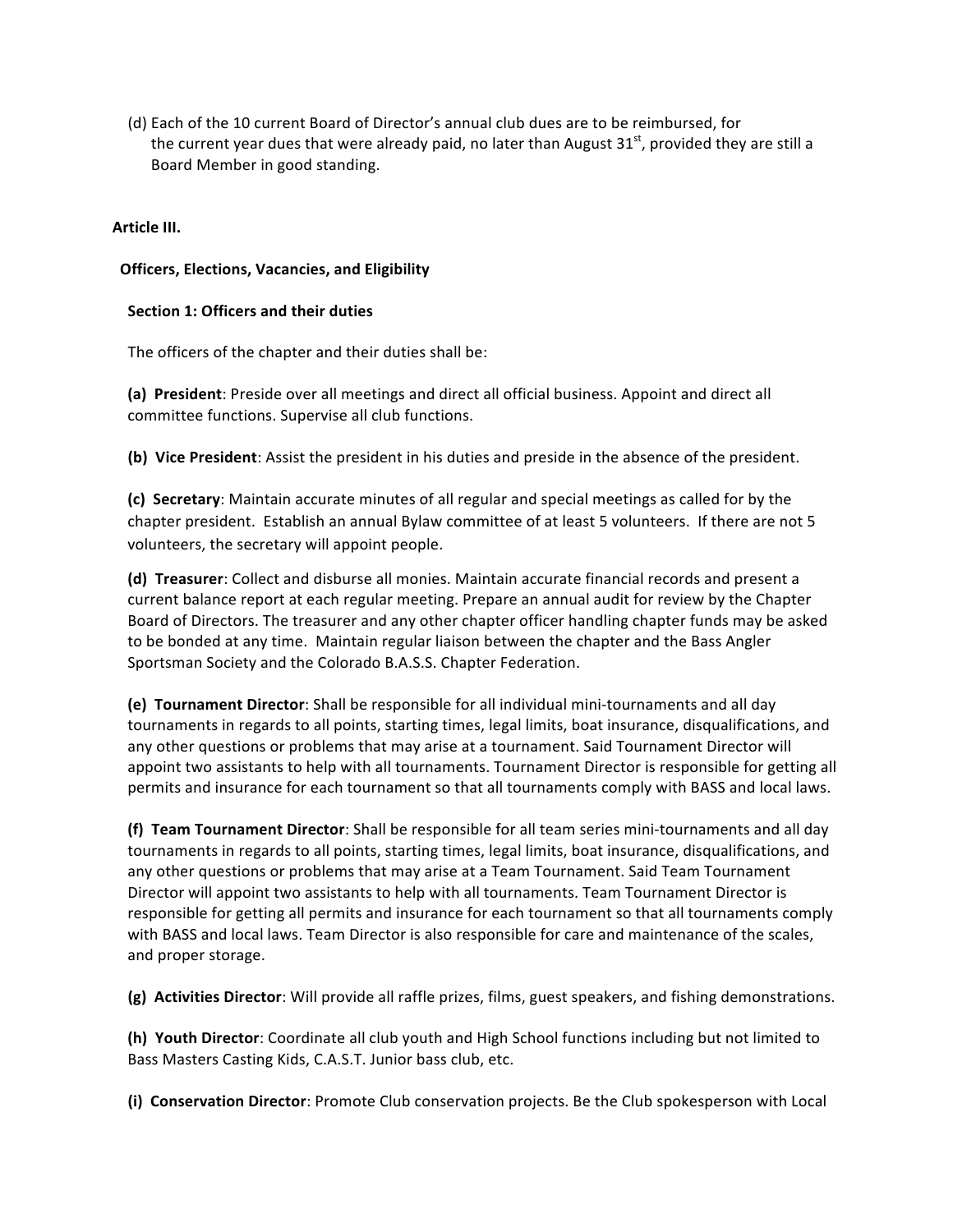(d) Each of the 10 current Board of Director's annual club dues are to be reimbursed, for the current year dues that were already paid, no later than August 31st, provided they are still a Board Member in good standing.

**Article III.**

**Officers, Elections, Vacancies, and Eligibility**

**Section 1: Officers and their duties**

The officers of the chapter and their duties shall be:

**(a) President**: Preside over all meetings and direct all official business. Appoint and direct all committee functions. Supervise all club functions.

**(b) Vice President**: Assist the president in his duties and preside in the absence of the president.

**(c) Secretary**: Maintain accurate minutes of all regular and special meetings as called for by the chapter president. Establish an annual Bylaw committee of at least 5 volunteers. If there are not 5 volunteers, the secretary will appoint people.

**(d) Treasurer**: Collect and disburse all monies. Maintain accurate financial records and present a current balance report at each regular meeting. Prepare an annual audit for review by the Chapter Board of Directors. The treasurer and any other chapter officer handling chapter funds may be asked to be bonded at any time. Maintain regular liaison between the chapter and the Bass Angler Sportsman Society and the Colorado B.A.S.S. Chapter Federation.

**(e) Tournament Director**: Shall be responsible for all individual mini-tournaments and all day tournaments in regards to all points, starting times, legal limits, boat insurance, disqualifications, and any other questions or problems that may arise at a tournament. Said Tournament Director will appoint two assistants to help with all tournaments. Tournament Director is responsible for getting all permits and insurance for each tournament so that all tournaments comply with BASS and local laws.

**(f) Team Tournament Director**: Shall be responsible for all team series mini-tournaments and all day tournaments in regards to all points, starting times, legal limits, boat insurance, disqualifications, and any other questions or problems that may arise at a Team Tournament. Said Team Tournament Director will appoint two assistants to help with all tournaments. Team Tournament Director is responsible for getting all permits and insurance for each tournament so that all tournaments comply with BASS and local laws. Team Director is also responsible for care and maintenance of the scales, and proper storage.

**(g) Activities Director**: Will provide all raffle prizes, films, guest speakers, and fishing demonstrations.

**(h) Youth Director**: Coordinate all club youth and High School functions including but not limited to Bass Masters Casting Kids, C.A.S.T. Junior bass club, etc.

**(i) Conservation Director**: Promote Club conservation projects. Be the Club spokesperson with Local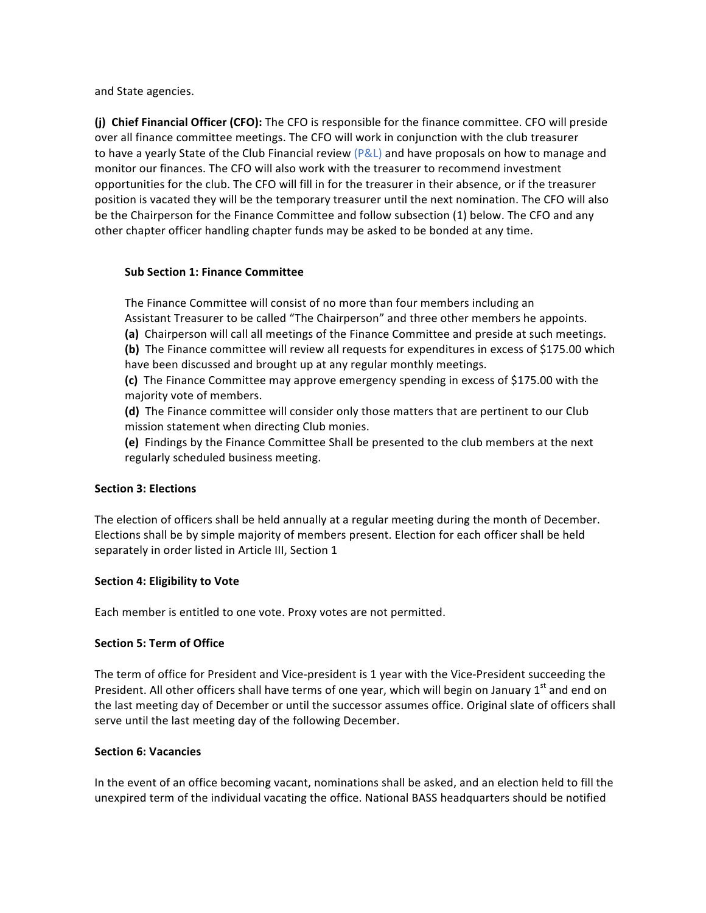and State agencies.

**(j) Chief Financial Officer (CFO):** The CFO is responsible for the finance committee. CFO will preside over all finance committee meetings. The CFO will work in conjunction with the club treasurer to have a yearly State of the Club Financial review (P&L) and have proposals on how to manage and monitor our finances. The CFO will also work with the treasurer to recommend investment opportunities for the club. The CFO will fill in for the treasurer in their absence, or if the treasurer position is vacated they will be the temporary treasurer until the next nomination. The CFO will also be the Chairperson for the Finance Committee and follow subsection (1) below. The CFO and any other chapter officer handling chapter funds may be asked to be bonded at any time.

**Sub Section 1: Finance Committee**

The Finance Committee will consist of no more than four members including an Assistant Treasurer to be called "The Chairperson" and three other members he appoints.

**(a)** Chairperson will call all meetings of the Finance Committee and preside at such meetings.

**(b)** The Finance committee will review all requests for expenditures in excess of $175.00 which have been discussed and brought up at any regular monthly meetings.

**(c)** The Finance Committee may approve emergency spending in excess of $175.00 with the majority vote of members.

**(d)** The Finance committee will consider only those matters that are pertinent to our Club mission statement when directing Club monies.

**(e)** Findings by the Finance Committee Shall be presented to the club members at the next regularly scheduled business meeting.

**Section 3: Elections**

The election of officers shall be held annually at a regular meeting during the month of December. Elections shall be by simple majority of members present. Election for each officer shall be held separately in order listed in Article III, Section 1

**Section 4: Eligibility to Vote**

Each member is entitled to one vote. Proxy votes are not permitted.

**Section 5: Term of Office**

The term of office for President and Vice-president is 1 year with the Vice-President succeeding the President. All other officers shall have terms of one year, which will begin on January 1st and end on the last meeting day of December or until the successor assumes office. Original slate of officers shall serve until the last meeting day of the following December.

**Section 6: Vacancies**

In the event of an office becoming vacant, nominations shall be asked, and an election held to fill the unexpired term of the individual vacating the office. National BASS headquarters should be notified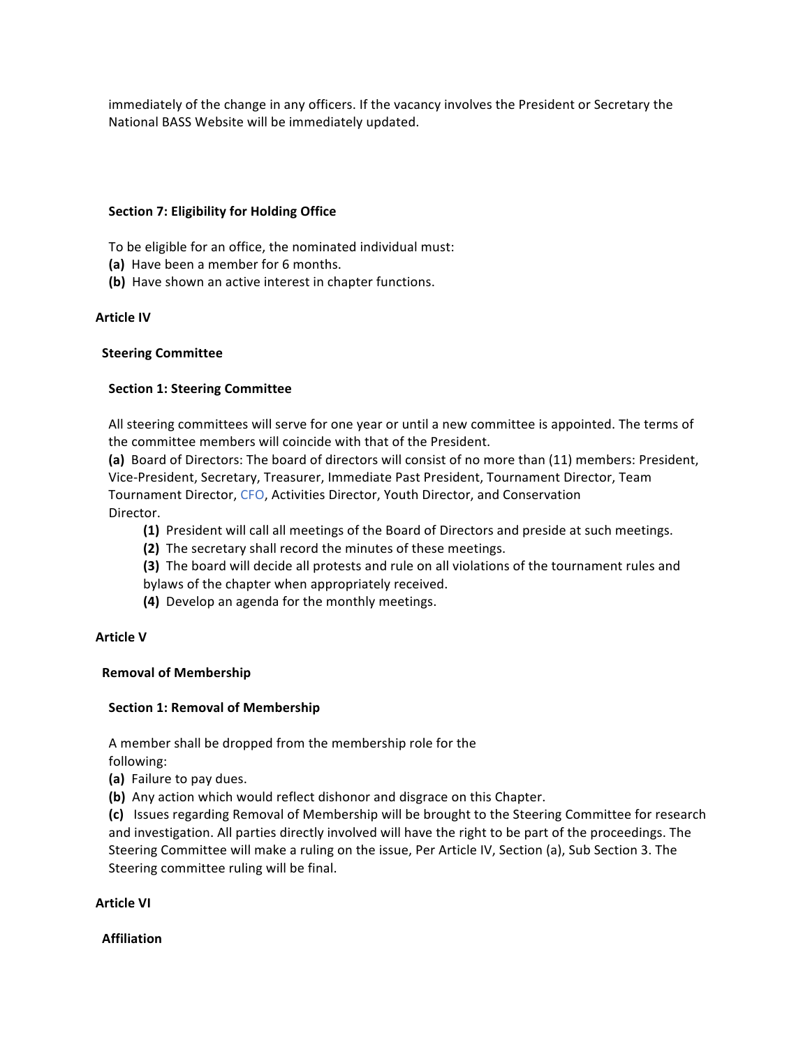immediately of the change in any officers. If the vacancy involves the President or Secretary the National BASS Website will be immediately updated.

**Section 7: Eligibility for Holding Office**

To be eligible for an office, the nominated individual must:

**(a)** Have been a member for 6 months.

**(b)** Have shown an active interest in chapter functions.

## Article IV

### Steering Committee

**Section 1: Steering Committee**

All steering committees will serve for one year or until a new committee is appointed. The terms of the committee members will coincide with that of the President.

**(a)** Board of Directors: The board of directors will consist of no more than (11) members: President, Vice-President, Secretary, Treasurer, Immediate Past President, Tournament Director, Team Tournament Director, CFO, Activities Director, Youth Director, and Conservation Director.

> **(1)** President will call all meetings of the Board of Directors and preside at such meetings.
>
> **(2)** The secretary shall record the minutes of these meetings.
>
> **(3)** The board will decide all protests and rule on all violations of the tournament rules and bylaws of the chapter when appropriately received.
>
> **(4)** Develop an agenda for the monthly meetings.

## Article V

### Removal of Membership

**Section 1: Removal of Membership**

A member shall be dropped from the membership role for the following:

**(a)** Failure to pay dues.

**(b)** Any action which would reflect dishonor and disgrace on this Chapter.

**(c)** Issues regarding Removal of Membership will be brought to the Steering Committee for research and investigation. All parties directly involved will have the right to be part of the proceedings. The Steering Committee will make a ruling on the issue, Per Article IV, Section (a), Sub Section 3. The Steering committee ruling will be final.

## Article VI

### Affiliation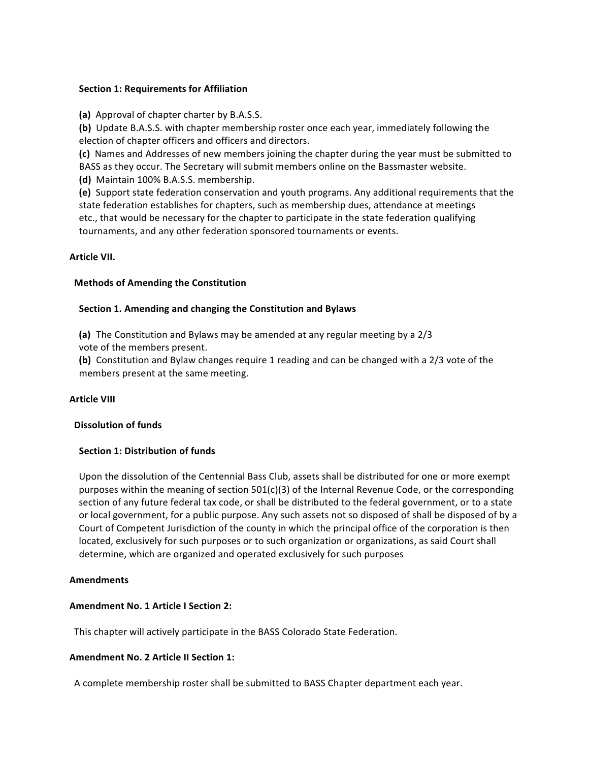**Section 1: Requirements for Affiliation**

**(a)** Approval of chapter charter by B.A.S.S.
**(b)** Update B.A.S.S. with chapter membership roster once each year, immediately following the election of chapter officers and officers and directors.
**(c)** Names and Addresses of new members joining the chapter during the year must be submitted to BASS as they occur. The Secretary will submit members online on the Bassmaster website.
**(d)** Maintain 100% B.A.S.S. membership.
**(e)** Support state federation conservation and youth programs. Any additional requirements that the state federation establishes for chapters, such as membership dues, attendance at meetings etc., that would be necessary for the chapter to participate in the state federation qualifying tournaments, and any other federation sponsored tournaments or events.

## Article VII.

### Methods of Amending the Constitution

**Section 1. Amending and changing the Constitution and Bylaws**

**(a)** The Constitution and Bylaws may be amended at any regular meeting by a 2/3 vote of the members present.
**(b)** Constitution and Bylaw changes require 1 reading and can be changed with a 2/3 vote of the members present at the same meeting.

## Article VIII

### Dissolution of funds

**Section 1: Distribution of funds**

Upon the dissolution of the Centennial Bass Club, assets shall be distributed for one or more exempt purposes within the meaning of section 501(c)(3) of the Internal Revenue Code, or the corresponding section of any future federal tax code, or shall be distributed to the federal government, or to a state or local government, for a public purpose. Any such assets not so disposed of shall be disposed of by a Court of Competent Jurisdiction of the county in which the principal office of the corporation is then located, exclusively for such purposes or to such organization or organizations, as said Court shall determine, which are organized and operated exclusively for such purposes

## Amendments

**Amendment No. 1 Article I Section 2:**

This chapter will actively participate in the BASS Colorado State Federation.

**Amendment No. 2 Article II Section 1:**

A complete membership roster shall be submitted to BASS Chapter department each year.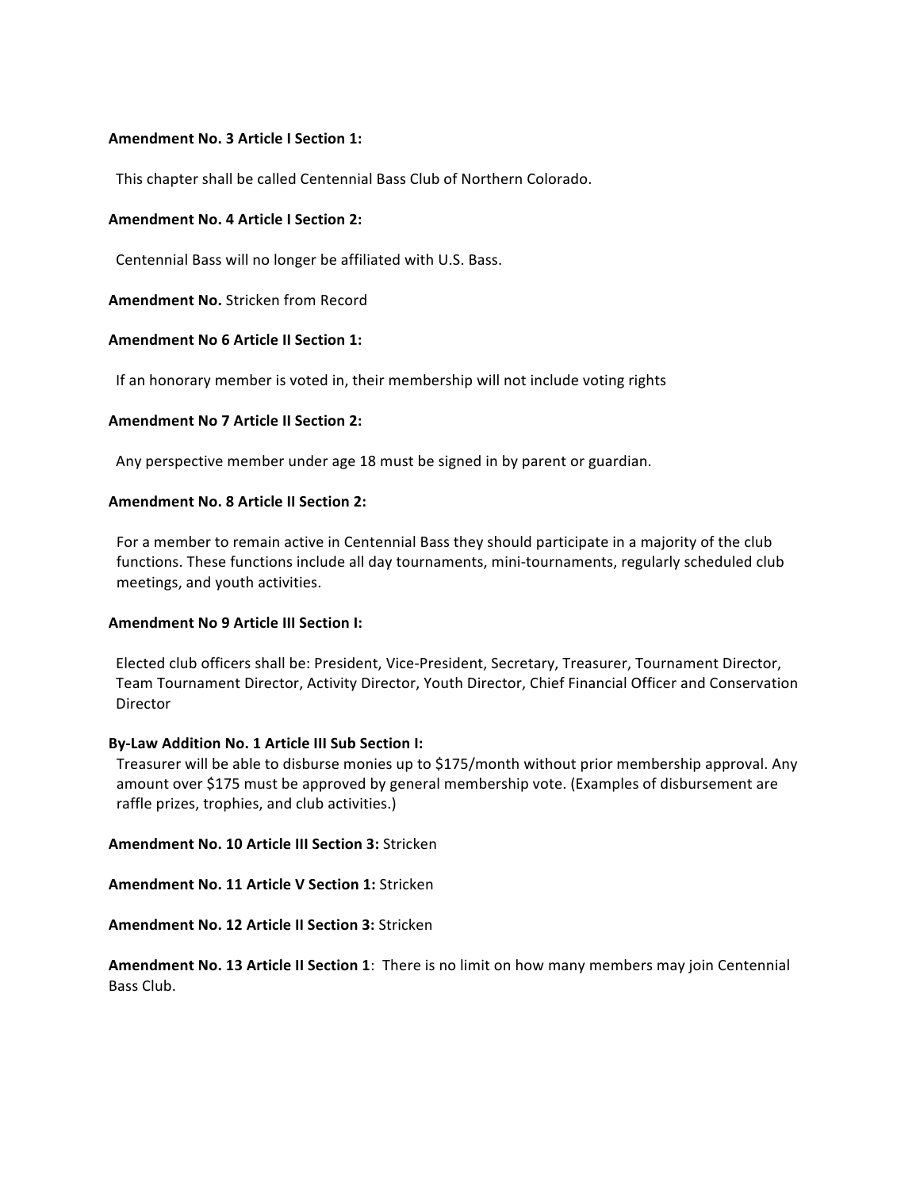**Amendment No. 3 Article I Section 1:**

This chapter shall be called Centennial Bass Club of Northern Colorado.

**Amendment No. 4 Article I Section 2:**

Centennial Bass will no longer be affiliated with U.S. Bass.

**Amendment No.** Stricken from Record

**Amendment No 6 Article II Section 1:**

If an honorary member is voted in, their membership will not include voting rights

**Amendment No 7 Article II Section 2:**

Any perspective member under age 18 must be signed in by parent or guardian.

**Amendment No. 8 Article II Section 2:**

For a member to remain active in Centennial Bass they should participate in a majority of the club functions. These functions include all day tournaments, mini-tournaments, regularly scheduled club meetings, and youth activities.

**Amendment No 9 Article III Section I:**

Elected club officers shall be: President, Vice-President, Secretary, Treasurer, Tournament Director, Team Tournament Director, Activity Director, Youth Director, Chief Financial Officer and Conservation Director

**By-Law Addition No. 1 Article III Sub Section I:**

Treasurer will be able to disburse monies up to $175/month without prior membership approval. Any amount over $175 must be approved by general membership vote. (Examples of disbursement are raffle prizes, trophies, and club activities.)

**Amendment No. 10 Article III Section 3:** Stricken

**Amendment No. 11 Article V Section 1:** Stricken

**Amendment No. 12 Article II Section 3:** Stricken

**Amendment No. 13 Article II Section 1**: There is no limit on how many members may join Centennial Bass Club.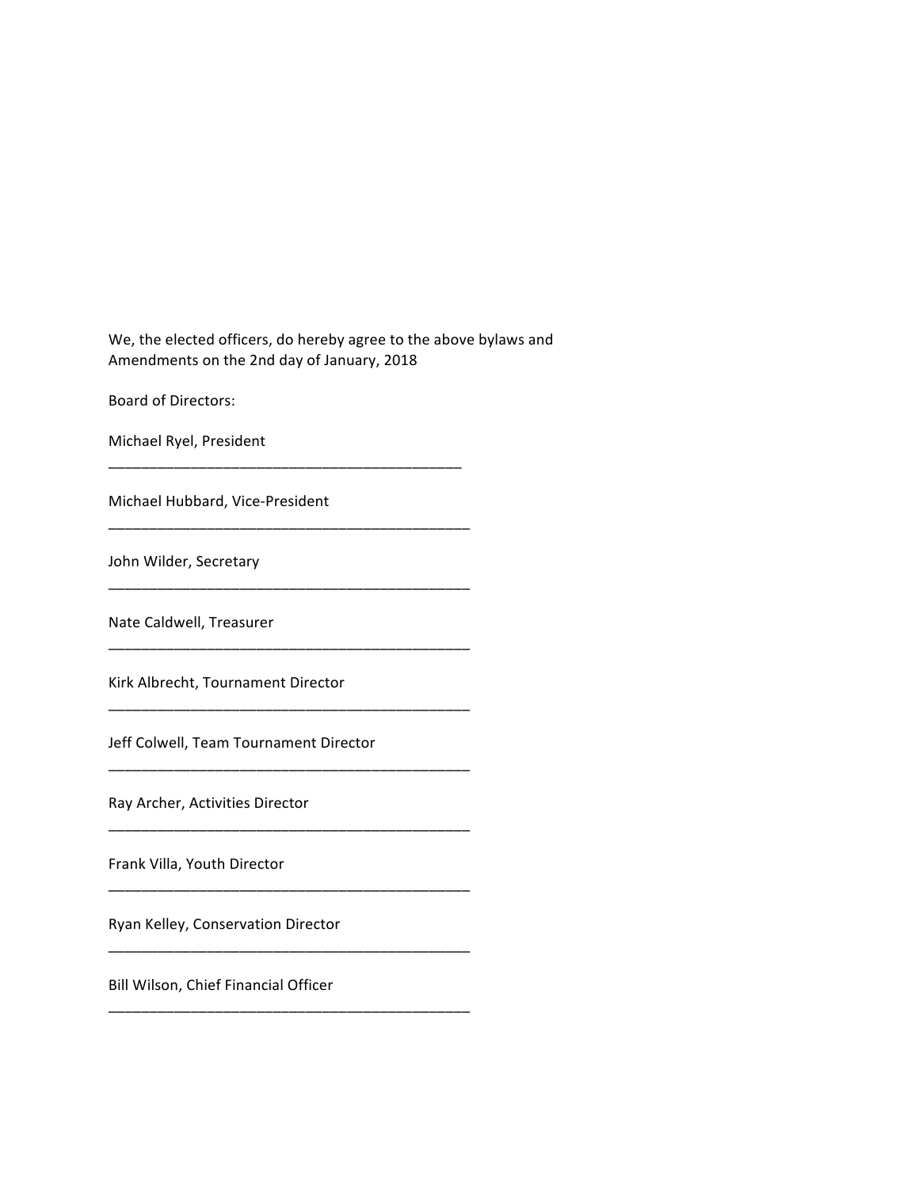We, the elected officers, do hereby agree to the above bylaws and Amendments on the 2nd day of January, 2018

Board of Directors:

Michael Ryel, President

_____________________________________________

Michael Hubbard, Vice-President

_____________________________________________

John Wilder, Secretary

_____________________________________________

Nate Caldwell, Treasurer

_____________________________________________

Kirk Albrecht, Tournament Director

_____________________________________________

Jeff Colwell, Team Tournament Director

_____________________________________________

Ray Archer, Activities Director

_____________________________________________

Frank Villa, Youth Director

_____________________________________________

Ryan Kelley, Conservation Director

_____________________________________________

Bill Wilson, Chief Financial Officer

_____________________________________________